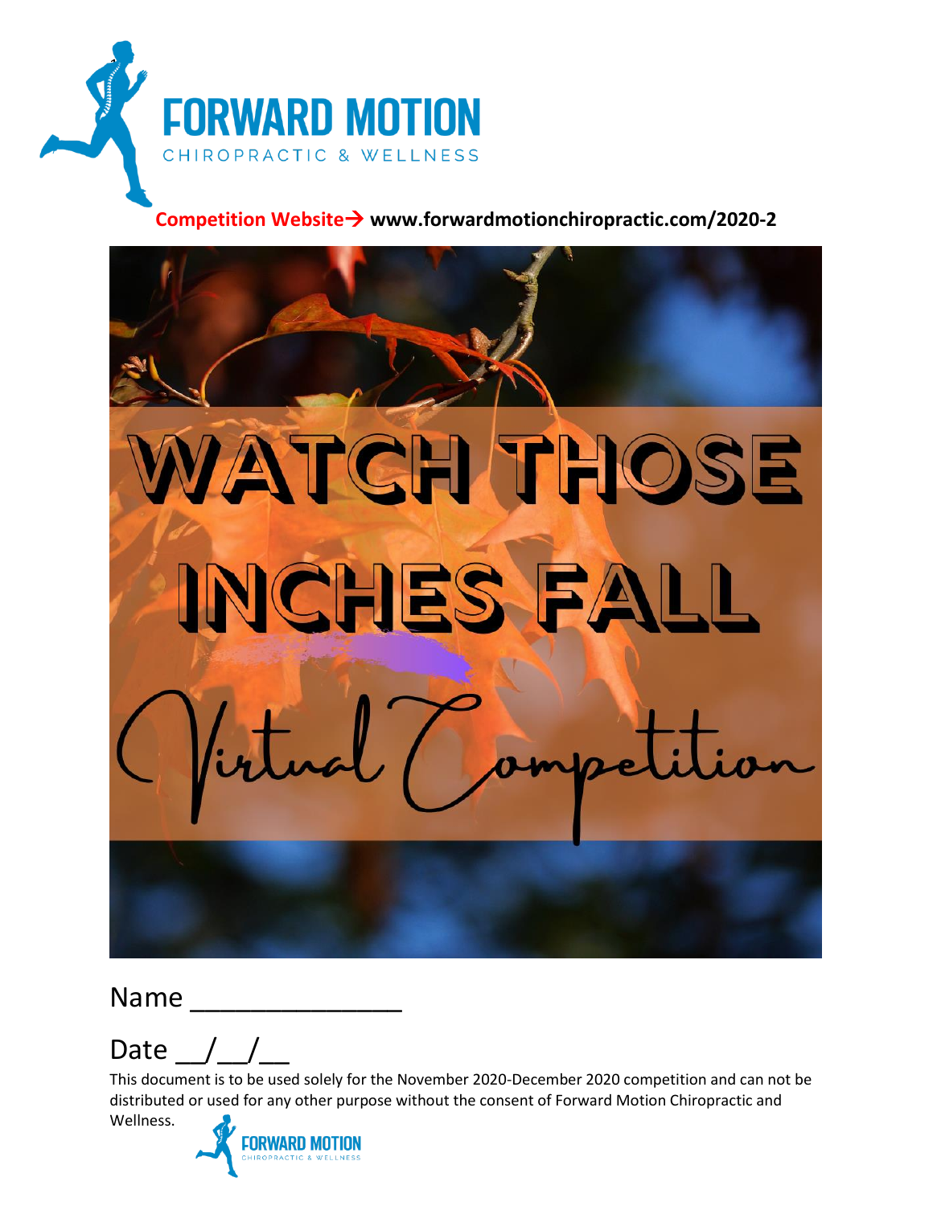FORWARD MOTION

CHIROPRACTIC & WELLNESS

**Competition Website→ www.forwardmotionchiropractic.com/2020-2**

# WATCH THOSE INCHES FALL

## Virtual Competition

Name ______________

Date __/__/__

This document is to be used solely for the November 2020-December 2020 competition and can not be distributed or used for any other purpose without the consent of Forward Motion Chiropractic and Wellness.

FORWARD MOTION

CHIROPRACTIC & WELLNESS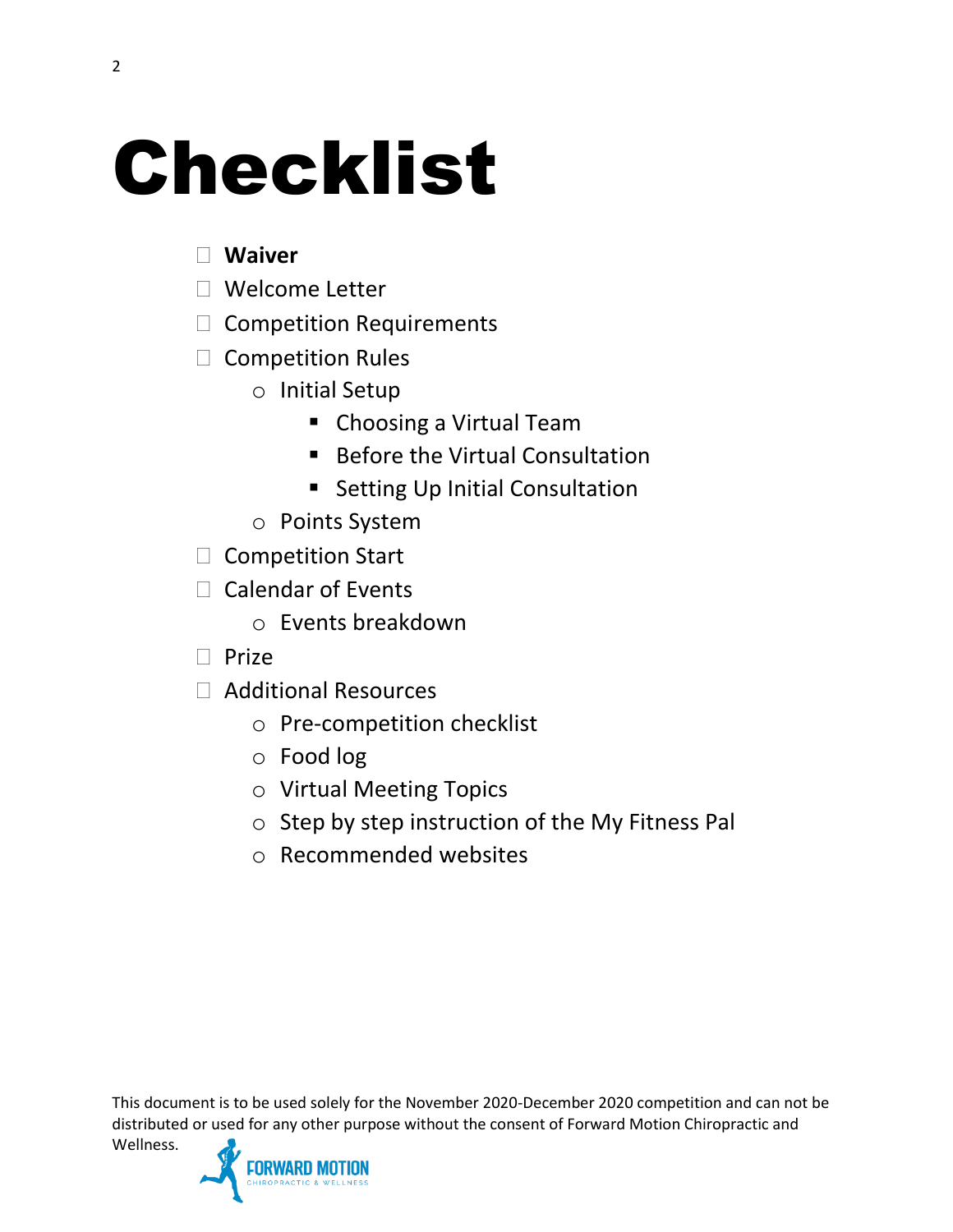# Checklist

- ☐ **Waiver**
- ☐ Welcome Letter
- ☐ Competition Requirements
- ☐ Competition Rules
    - Initial Setup
        - Choosing a Virtual Team
        - Before the Virtual Consultation
        - Setting Up Initial Consultation
    - Points System
- ☐ Competition Start
- ☐ Calendar of Events
    - Events breakdown
- ☐ Prize
- ☐ Additional Resources
    - Pre-competition checklist
    - Food log
    - Virtual Meeting Topics
    - Step by step instruction of the My Fitness Pal
    - Recommended websites

This document is to be used solely for the November 2020-December 2020 competition and can not be distributed or used for any other purpose without the consent of Forward Motion Chiropractic and Wellness.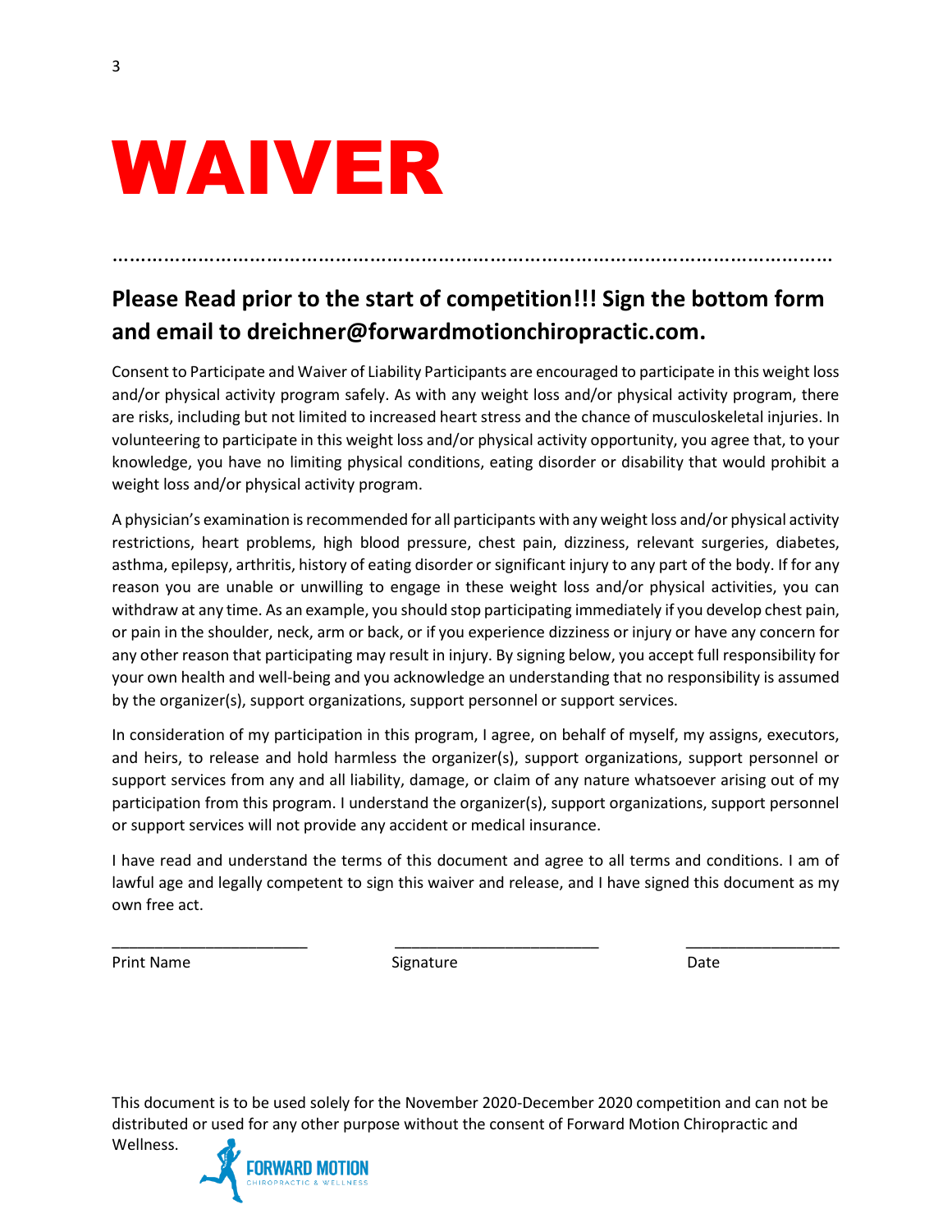# WAIVER

…………………………………………………………………………………………………………………

## Please Read prior to the start of competition!!! Sign the bottom form and email to dreichner@forwardmotionchiropractic.com.

Consent to Participate and Waiver of Liability Participants are encouraged to participate in this weight loss and/or physical activity program safely. As with any weight loss and/or physical activity program, there are risks, including but not limited to increased heart stress and the chance of musculoskeletal injuries. In volunteering to participate in this weight loss and/or physical activity opportunity, you agree that, to your knowledge, you have no limiting physical conditions, eating disorder or disability that would prohibit a weight loss and/or physical activity program.

A physician's examination is recommended for all participants with any weight loss and/or physical activity restrictions, heart problems, high blood pressure, chest pain, dizziness, relevant surgeries, diabetes, asthma, epilepsy, arthritis, history of eating disorder or significant injury to any part of the body. If for any reason you are unable or unwilling to engage in these weight loss and/or physical activities, you can withdraw at any time. As an example, you should stop participating immediately if you develop chest pain, or pain in the shoulder, neck, arm or back, or if you experience dizziness or injury or have any concern for any other reason that participating may result in injury. By signing below, you accept full responsibility for your own health and well-being and you acknowledge an understanding that no responsibility is assumed by the organizer(s), support organizations, support personnel or support services.

In consideration of my participation in this program, I agree, on behalf of myself, my assigns, executors, and heirs, to release and hold harmless the organizer(s), support organizations, support personnel or support services from any and all liability, damage, or claim of any nature whatsoever arising out of my participation from this program. I understand the organizer(s), support organizations, support personnel or support services will not provide any accident or medical insurance.

I have read and understand the terms of this document and agree to all terms and conditions. I am of lawful age and legally competent to sign this waiver and release, and I have signed this document as my own free act.

_______________________ &nbsp;&nbsp;&nbsp;&nbsp; ________________________ &nbsp;&nbsp;&nbsp;&nbsp; __________________

Print Name &nbsp;&nbsp;&nbsp;&nbsp; Signature &nbsp;&nbsp;&nbsp;&nbsp; Date

This document is to be used solely for the November 2020-December 2020 competition and can not be distributed or used for any other purpose without the consent of Forward Motion Chiropractic and Wellness.

FORWARD MOTION CHIROPRACTIC & WELLNESS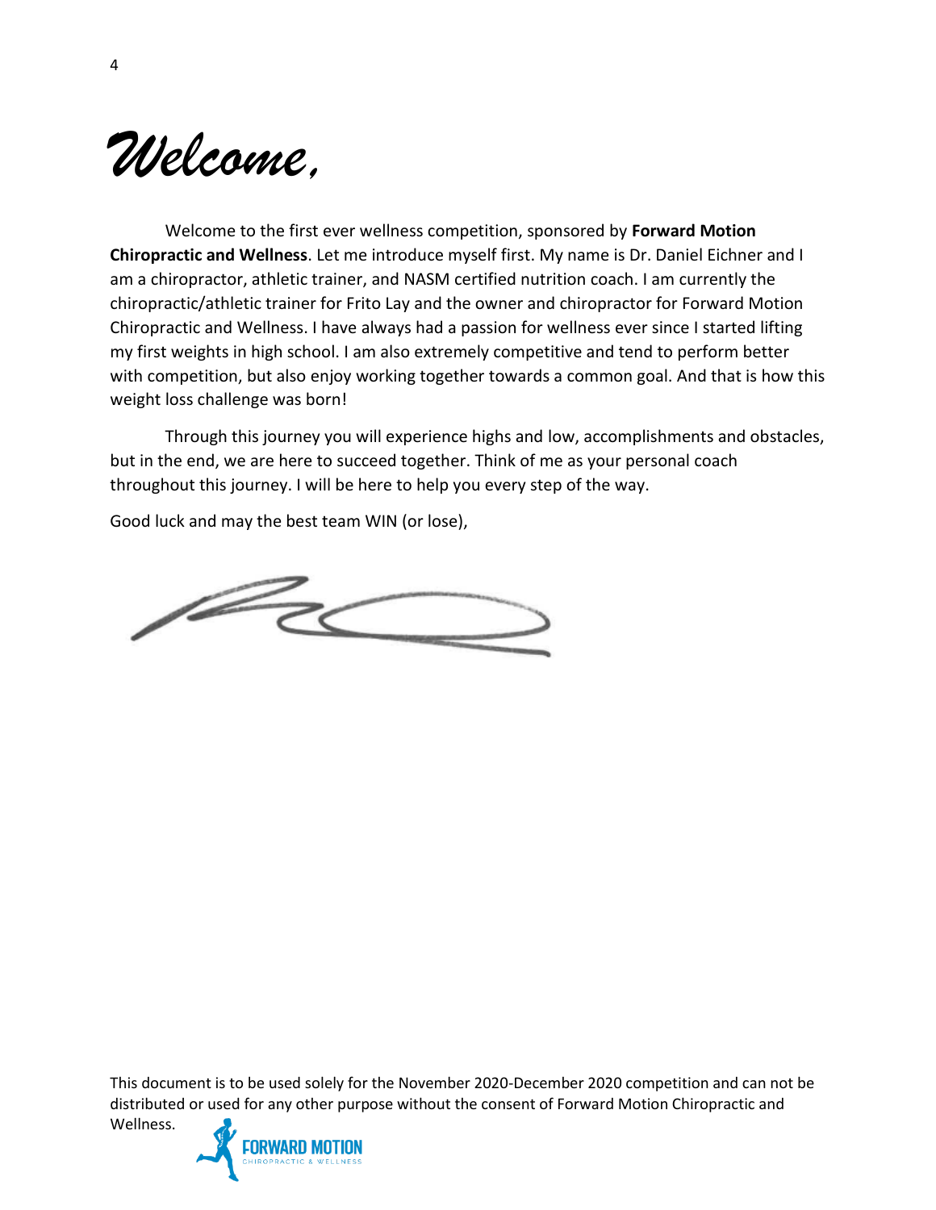# *Welcome,*

Welcome to the first ever wellness competition, sponsored by **Forward Motion Chiropractic and Wellness**. Let me introduce myself first. My name is Dr. Daniel Eichner and I am a chiropractor, athletic trainer, and NASM certified nutrition coach. I am currently the chiropractic/athletic trainer for Frito Lay and the owner and chiropractor for Forward Motion Chiropractic and Wellness. I have always had a passion for wellness ever since I started lifting my first weights in high school. I am also extremely competitive and tend to perform better with competition, but also enjoy working together towards a common goal. And that is how this weight loss challenge was born!

Through this journey you will experience highs and low, accomplishments and obstacles, but in the end, we are here to succeed together. Think of me as your personal coach throughout this journey. I will be here to help you every step of the way.

Good luck and may the best team WIN (or lose),

This document is to be used solely for the November 2020-December 2020 competition and can not be distributed or used for any other purpose without the consent of Forward Motion Chiropractic and Wellness.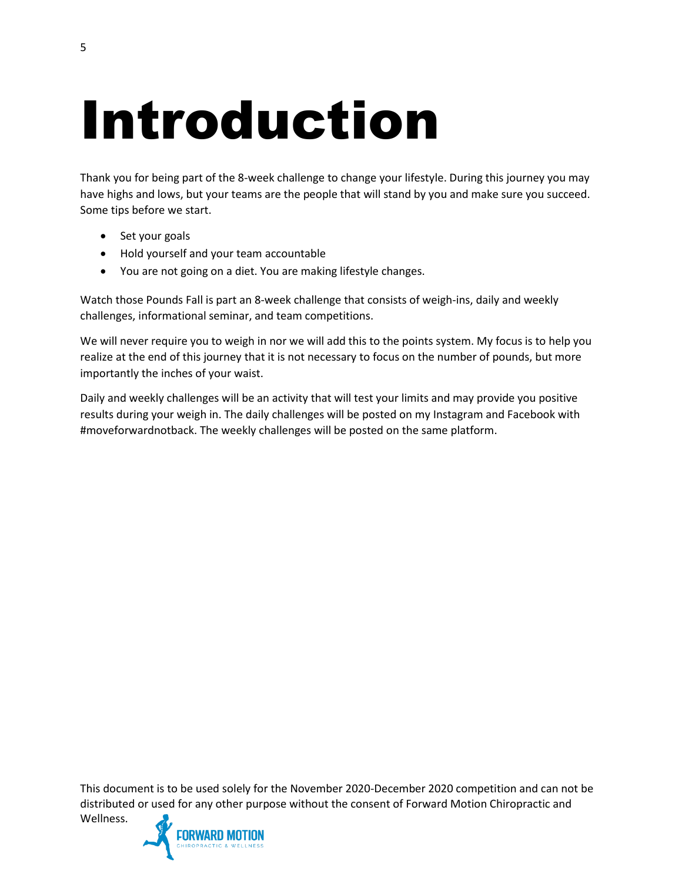# Introduction

Thank you for being part of the 8-week challenge to change your lifestyle. During this journey you may have highs and lows, but your teams are the people that will stand by you and make sure you succeed. Some tips before we start.

- Set your goals
- Hold yourself and your team accountable
- You are not going on a diet. You are making lifestyle changes.

Watch those Pounds Fall is part an 8-week challenge that consists of weigh-ins, daily and weekly challenges, informational seminar, and team competitions.

We will never require you to weigh in nor we will add this to the points system. My focus is to help you realize at the end of this journey that it is not necessary to focus on the number of pounds, but more importantly the inches of your waist.

Daily and weekly challenges will be an activity that will test your limits and may provide you positive results during your weigh in. The daily challenges will be posted on my Instagram and Facebook with #moveforwardnotback. The weekly challenges will be posted on the same platform.

This document is to be used solely for the November 2020-December 2020 competition and can not be distributed or used for any other purpose without the consent of Forward Motion Chiropractic and Wellness.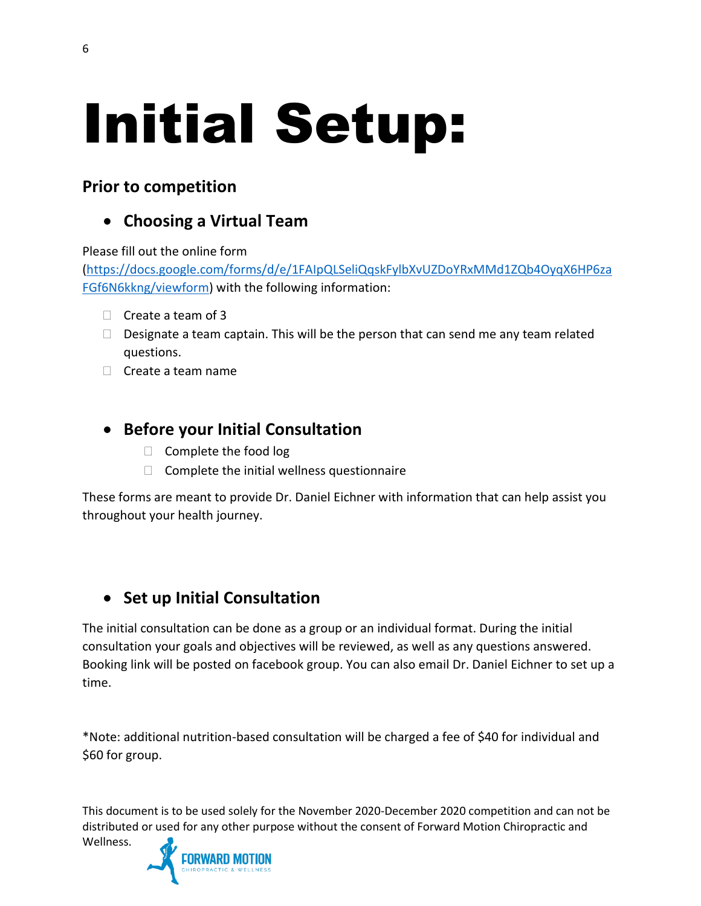# Initial Setup:

## Prior to competition

- **Choosing a Virtual Team**

Please fill out the online form (https://docs.google.com/forms/d/e/1FAIpQLSeliQqskFylbXvUZDoYRxMMd1ZQb4OyqX6HP6zaFGf6N6kkng/viewform) with the following information:

- [ ] Create a team of 3
- [ ] Designate a team captain. This will be the person that can send me any team related questions.
- [ ] Create a team name

- **Before your Initial Consultation**
  - [ ] Complete the food log
  - [ ] Complete the initial wellness questionnaire

These forms are meant to provide Dr. Daniel Eichner with information that can help assist you throughout your health journey.

- **Set up Initial Consultation**

The initial consultation can be done as a group or an individual format. During the initial consultation your goals and objectives will be reviewed, as well as any questions answered. Booking link will be posted on facebook group. You can also email Dr. Daniel Eichner to set up a time.

*Note: additional nutrition-based consultation will be charged a fee of $40 for individual and $60 for group.

This document is to be used solely for the November 2020-December 2020 competition and can not be distributed or used for any other purpose without the consent of Forward Motion Chiropractic and Wellness.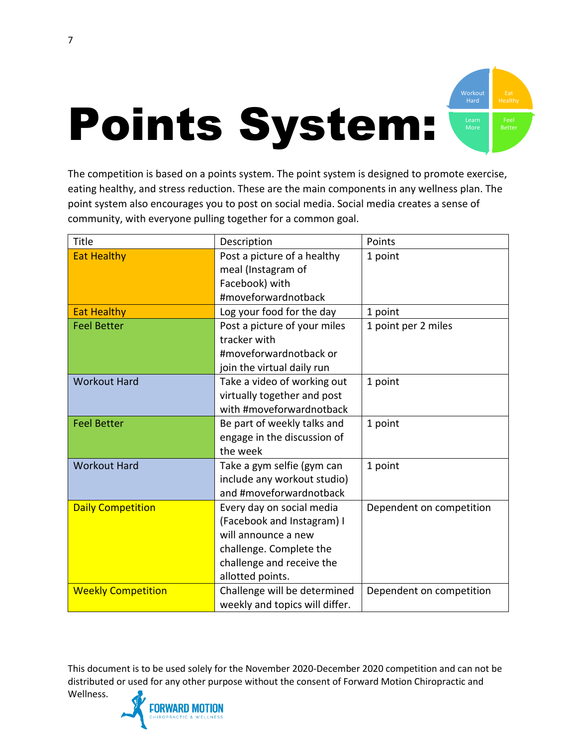# Points System:

Workout Hard | Eat Healthy | Learn More | Feel Better

The competition is based on a points system. The point system is designed to promote exercise, eating healthy, and stress reduction. These are the main components in any wellness plan. The point system also encourages you to post on social media. Social media creates a sense of community, with everyone pulling together for a common goal.

| Title | Description | Points |
| --- | --- | --- |
| Eat Healthy | Post a picture of a healthy meal (Instagram of Facebook) with #moveforwardnotback | 1 point |
| Eat Healthy | Log your food for the day | 1 point |
| Feel Better | Post a picture of your miles tracker with #moveforwardnotback or join the virtual daily run | 1 point per 2 miles |
| Workout Hard | Take a video of working out virtually together and post with #moveforwardnotback | 1 point |
| Feel Better | Be part of weekly talks and engage in the discussion of the week | 1 point |
| Workout Hard | Take a gym selfie (gym can include any workout studio) and #moveforwardnotback | 1 point |
| Daily Competition | Every day on social media (Facebook and Instagram) I will announce a new challenge. Complete the challenge and receive the allotted points. | Dependent on competition |
| Weekly Competition | Challenge will be determined weekly and topics will differ. | Dependent on competition |

This document is to be used solely for the November 2020-December 2020 competition and can not be distributed or used for any other purpose without the consent of Forward Motion Chiropractic and Wellness.

FORWARD MOTION
CHIROPRACTIC & WELLNESS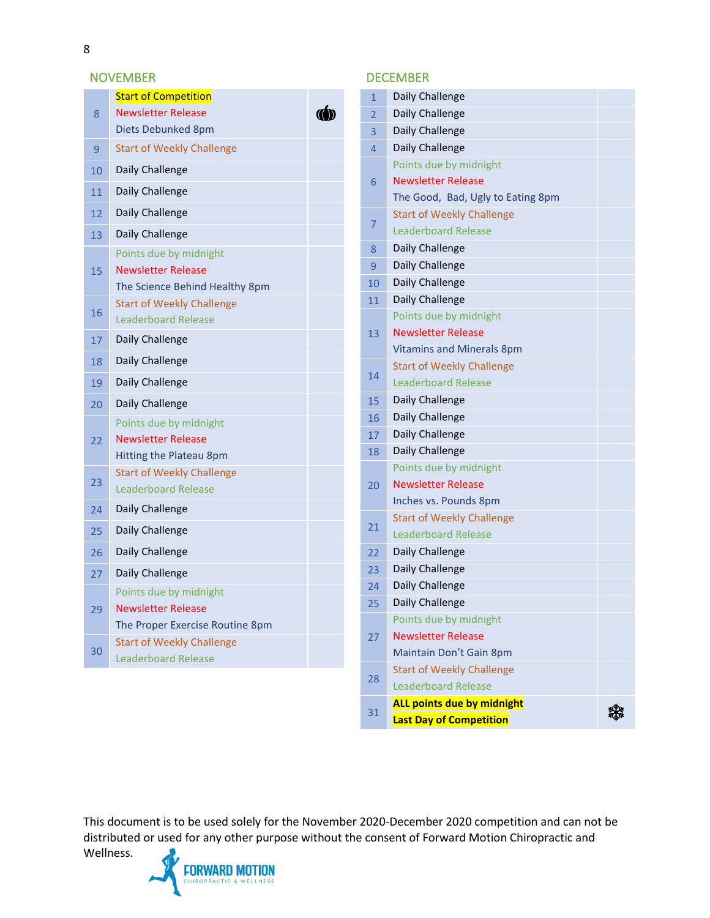## NOVEMBER

| Date | Events | |
|---|---|---|
| 8 | **Start of Competition**<br>Newsletter Release<br>Diets Debunked 8pm | 🎃 |
| 9 | Start of Weekly Challenge | |
| 10 | Daily Challenge | |
| 11 | Daily Challenge | |
| 12 | Daily Challenge | |
| 13 | Daily Challenge | |
| 15 | Points due by midnight<br>Newsletter Release<br>The Science Behind Healthy 8pm | |
| 16 | Start of Weekly Challenge<br>Leaderboard Release | |
| 17 | Daily Challenge | |
| 18 | Daily Challenge | |
| 19 | Daily Challenge | |
| 20 | Daily Challenge | |
| 22 | Points due by midnight<br>Newsletter Release<br>Hitting the Plateau 8pm | |
| 23 | Start of Weekly Challenge<br>Leaderboard Release | |
| 24 | Daily Challenge | |
| 25 | Daily Challenge | |
| 26 | Daily Challenge | |
| 27 | Daily Challenge | |
| 29 | Points due by midnight<br>Newsletter Release<br>The Proper Exercise Routine 8pm | |
| 30 | Start of Weekly Challenge<br>Leaderboard Release | |

## DECEMBER

| Date | Events | |
|---|---|---|
| 1 | Daily Challenge | |
| 2 | Daily Challenge | |
| 3 | Daily Challenge | |
| 4 | Daily Challenge | |
| 6 | Points due by midnight<br>Newsletter Release<br>The Good, Bad, Ugly to Eating 8pm | |
| 7 | Start of Weekly Challenge<br>Leaderboard Release | |
| 8 | Daily Challenge | |
| 9 | Daily Challenge | |
| 10 | Daily Challenge | |
| 11 | Daily Challenge | |
| 13 | Points due by midnight<br>Newsletter Release<br>Vitamins and Minerals 8pm | |
| 14 | Start of Weekly Challenge<br>Leaderboard Release | |
| 15 | Daily Challenge | |
| 16 | Daily Challenge | |
| 17 | Daily Challenge | |
| 18 | Daily Challenge | |
| 20 | Points due by midnight<br>Newsletter Release<br>Inches vs. Pounds 8pm | |
| 21 | Start of Weekly Challenge<br>Leaderboard Release | |
| 22 | Daily Challenge | |
| 23 | Daily Challenge | |
| 24 | Daily Challenge | |
| 25 | Daily Challenge | |
| 27 | Points due by midnight<br>Newsletter Release<br>Maintain Don't Gain 8pm | |
| 28 | Start of Weekly Challenge<br>Leaderboard Release | |
| 31 | **ALL points due by midnight**<br>**Last Day of Competition** | ❄ |

This document is to be used solely for the November 2020-December 2020 competition and can not be distributed or used for any other purpose without the consent of Forward Motion Chiropractic and Wellness.

FORWARD MOTION CHIROPRACTIC & WELLNESS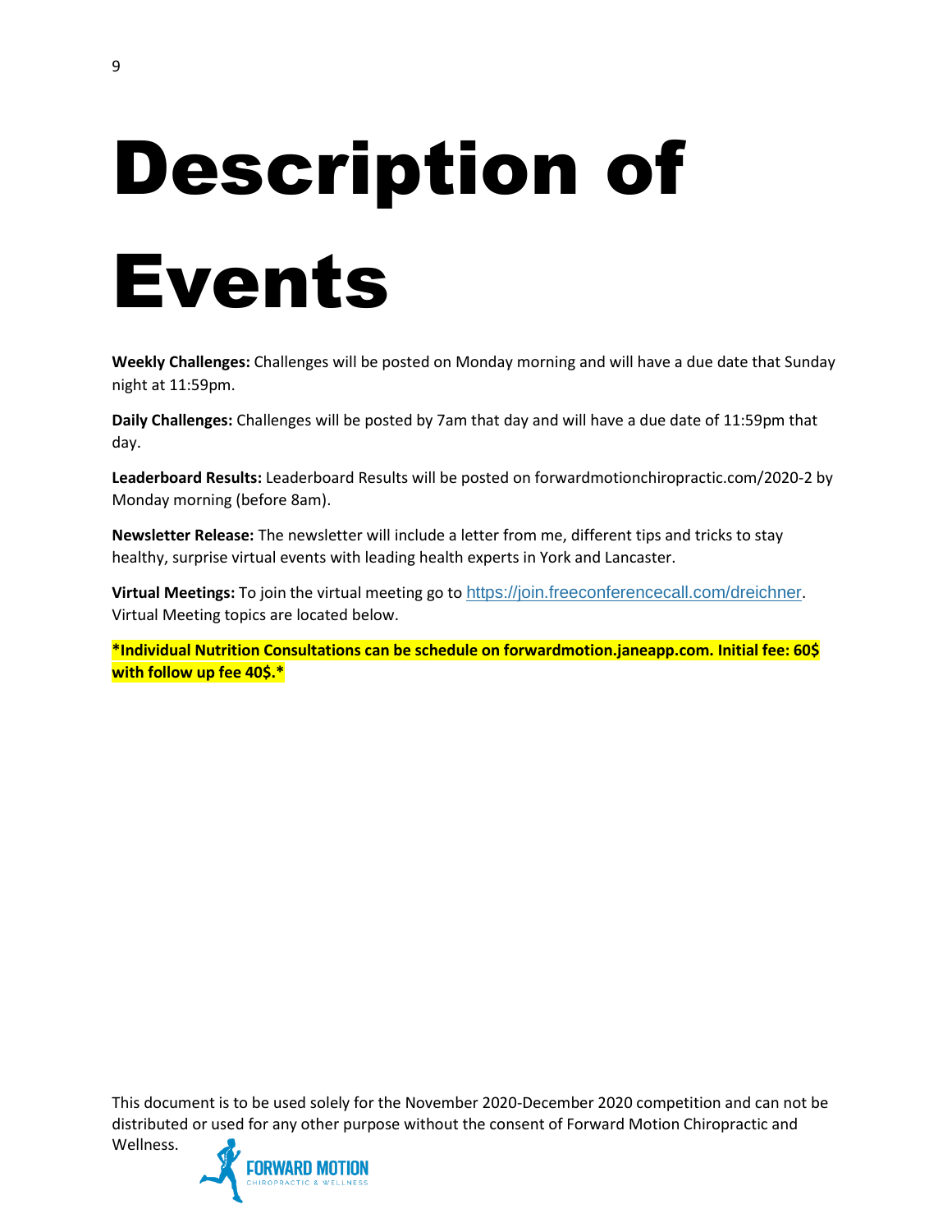# Description of Events

**Weekly Challenges:** Challenges will be posted on Monday morning and will have a due date that Sunday night at 11:59pm.

**Daily Challenges:** Challenges will be posted by 7am that day and will have a due date of 11:59pm that day.

**Leaderboard Results:** Leaderboard Results will be posted on forwardmotionchiropractic.com/2020-2 by Monday morning (before 8am).

**Newsletter Release:** The newsletter will include a letter from me, different tips and tricks to stay healthy, surprise virtual events with leading health experts in York and Lancaster.

**Virtual Meetings:** To join the virtual meeting go to https://join.freeconferencecall.com/dreichner. Virtual Meeting topics are located below.

**\*Individual Nutrition Consultations can be schedule on forwardmotion.janeapp.com. Initial fee: 60$ with follow up fee 40$.\***

This document is to be used solely for the November 2020-December 2020 competition and can not be distributed or used for any other purpose without the consent of Forward Motion Chiropractic and Wellness.

FORWARD MOTION
CHIROPRACTIC & WELLNESS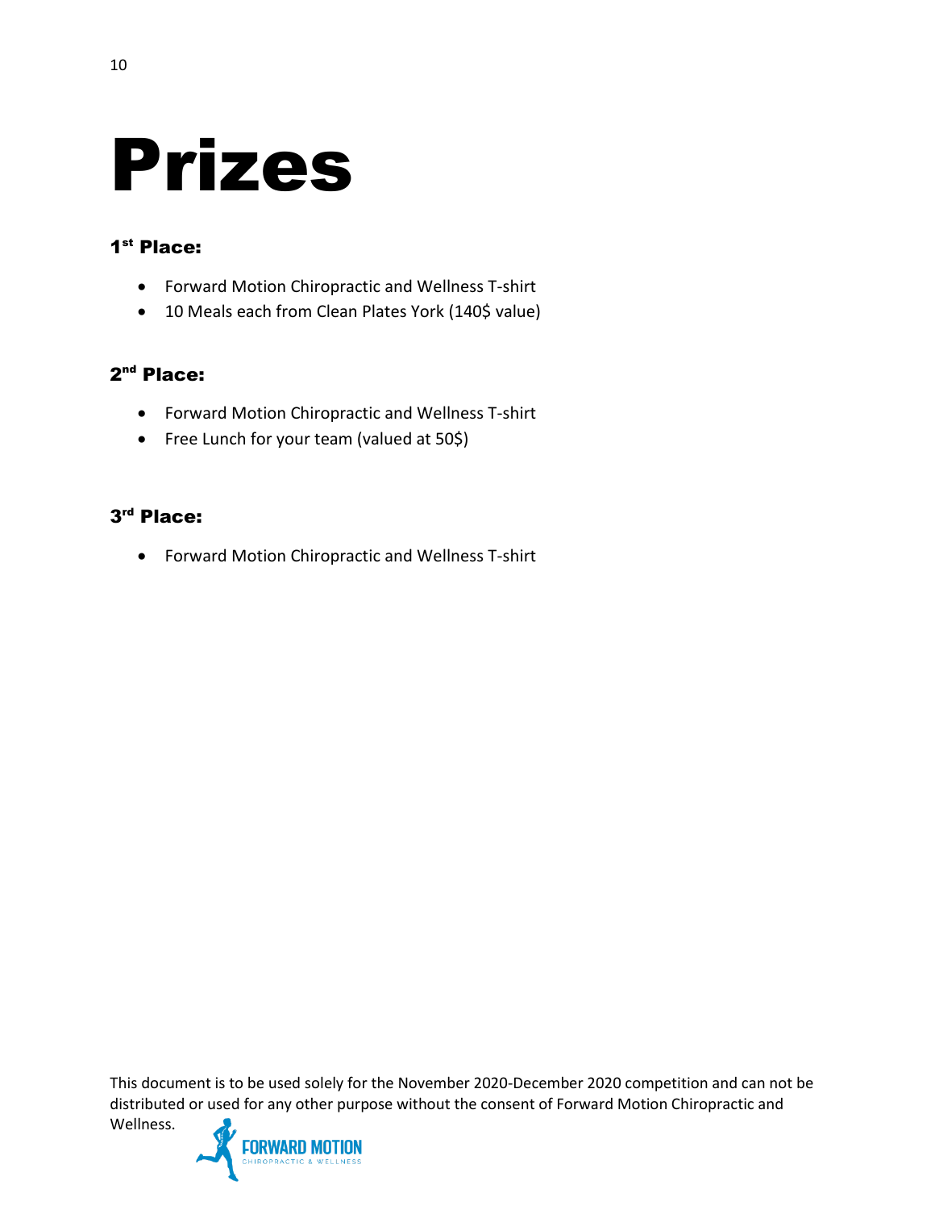# Prizes

### 1st Place:

- Forward Motion Chiropractic and Wellness T-shirt
- 10 Meals each from Clean Plates York (140$ value)

### 2nd Place:

- Forward Motion Chiropractic and Wellness T-shirt
- Free Lunch for your team (valued at 50$)

### 3rd Place:

- Forward Motion Chiropractic and Wellness T-shirt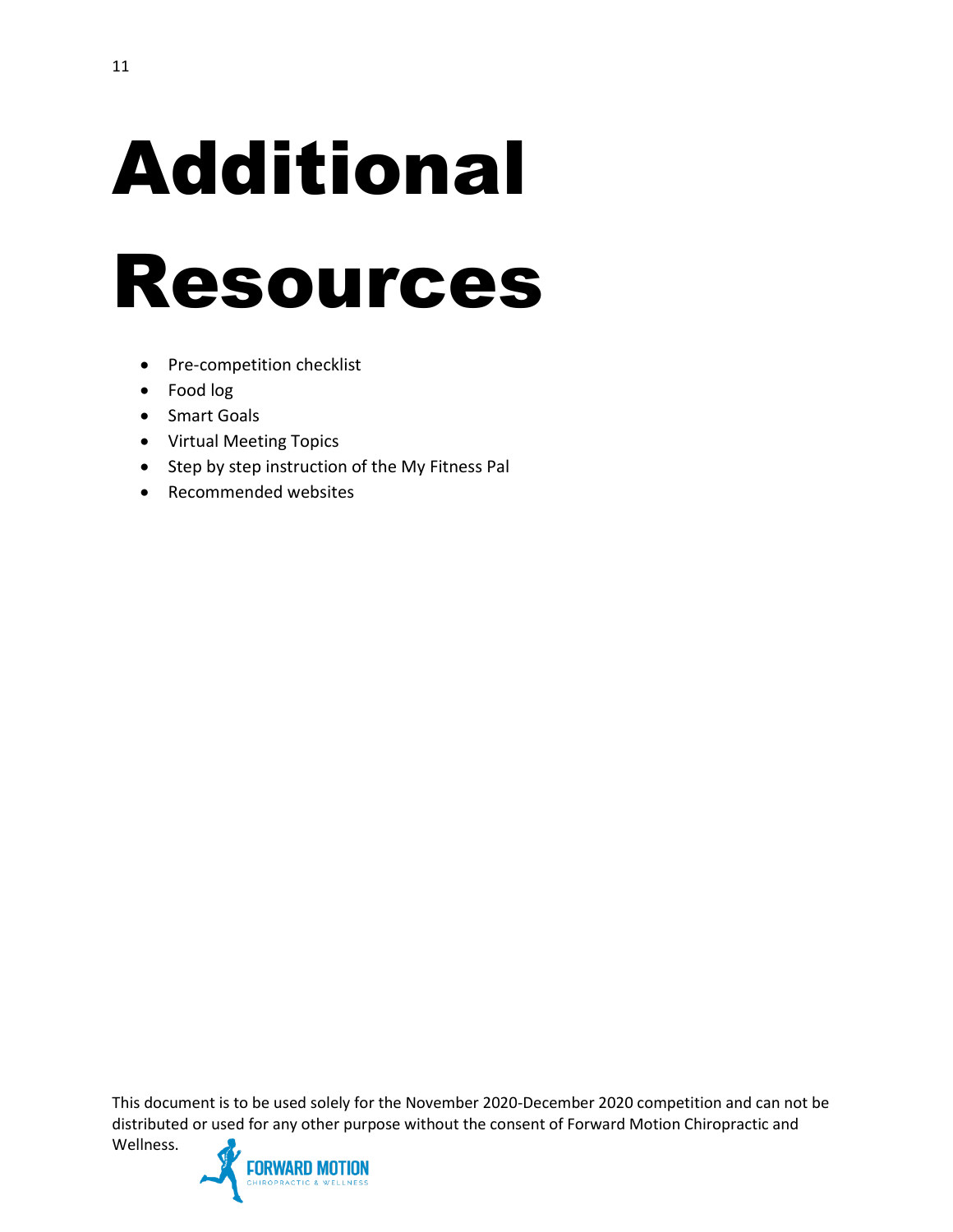# Additional Resources

- Pre-competition checklist
- Food log
- Smart Goals
- Virtual Meeting Topics
- Step by step instruction of the My Fitness Pal
- Recommended websites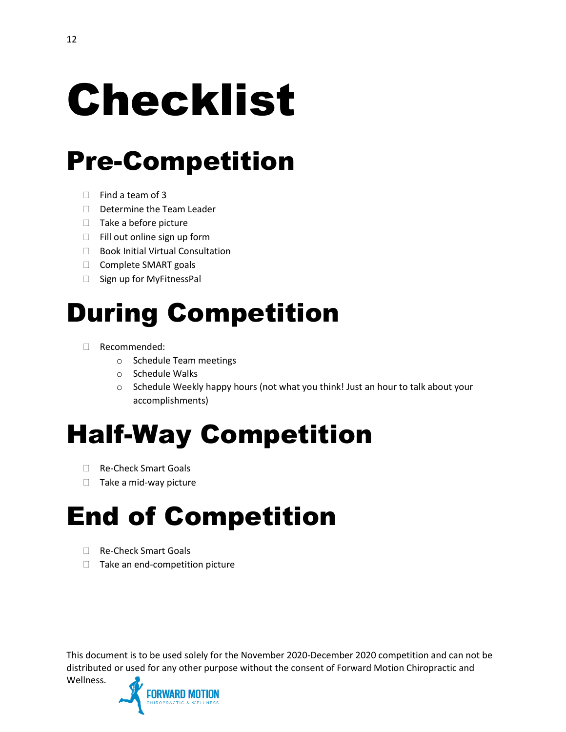# Checklist

## Pre-Competition

- [ ] Find a team of 3
- [ ] Determine the Team Leader
- [ ] Take a before picture
- [ ] Fill out online sign up form
- [ ] Book Initial Virtual Consultation
- [ ] Complete SMART goals
- [ ] Sign up for MyFitnessPal

## During Competition

- [ ] Recommended:
    - Schedule Team meetings
    - Schedule Walks
    - Schedule Weekly happy hours (not what you think! Just an hour to talk about your accomplishments)

## Half-Way Competition

- [ ] Re-Check Smart Goals
- [ ] Take a mid-way picture

## End of Competition

- [ ] Re-Check Smart Goals
- [ ] Take an end-competition picture

This document is to be used solely for the November 2020-December 2020 competition and can not be distributed or used for any other purpose without the consent of Forward Motion Chiropractic and Wellness.

FORWARD MOTION CHIROPRACTIC & WELLNESS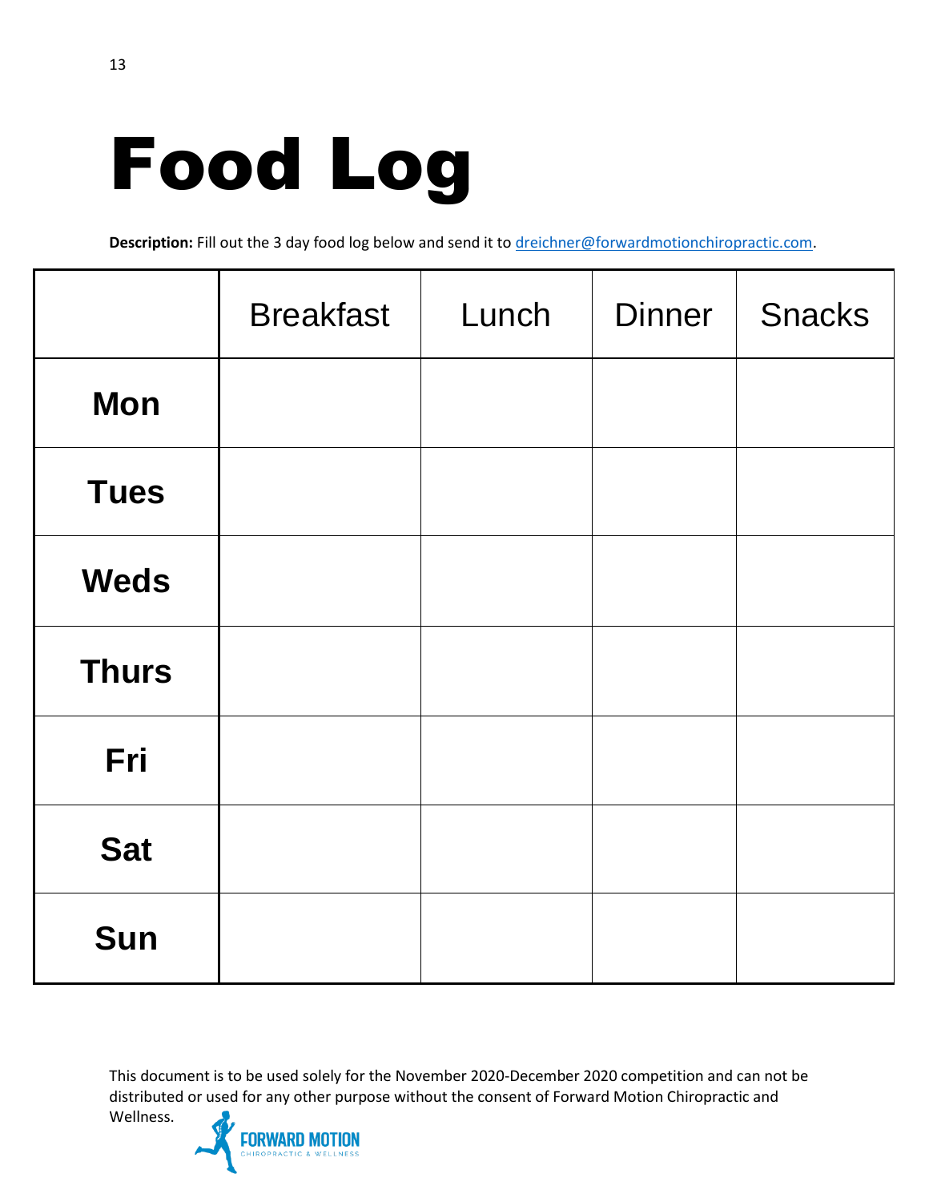# Food Log

**Description:** Fill out the 3 day food log below and send it to dreichner@forwardmotionchiropractic.com.

| | Breakfast | Lunch | Dinner | Snacks |
|---|---|---|---|---|
| **Mon** | | | | |
| **Tues** | | | | |
| **Weds** | | | | |
| **Thurs** | | | | |
| **Fri** | | | | |
| **Sat** | | | | |
| **Sun** | | | | |

This document is to be used solely for the November 2020-December 2020 competition and can not be distributed or used for any other purpose without the consent of Forward Motion Chiropractic and Wellness.

FORWARD MOTION
CHIROPRACTIC & WELLNESS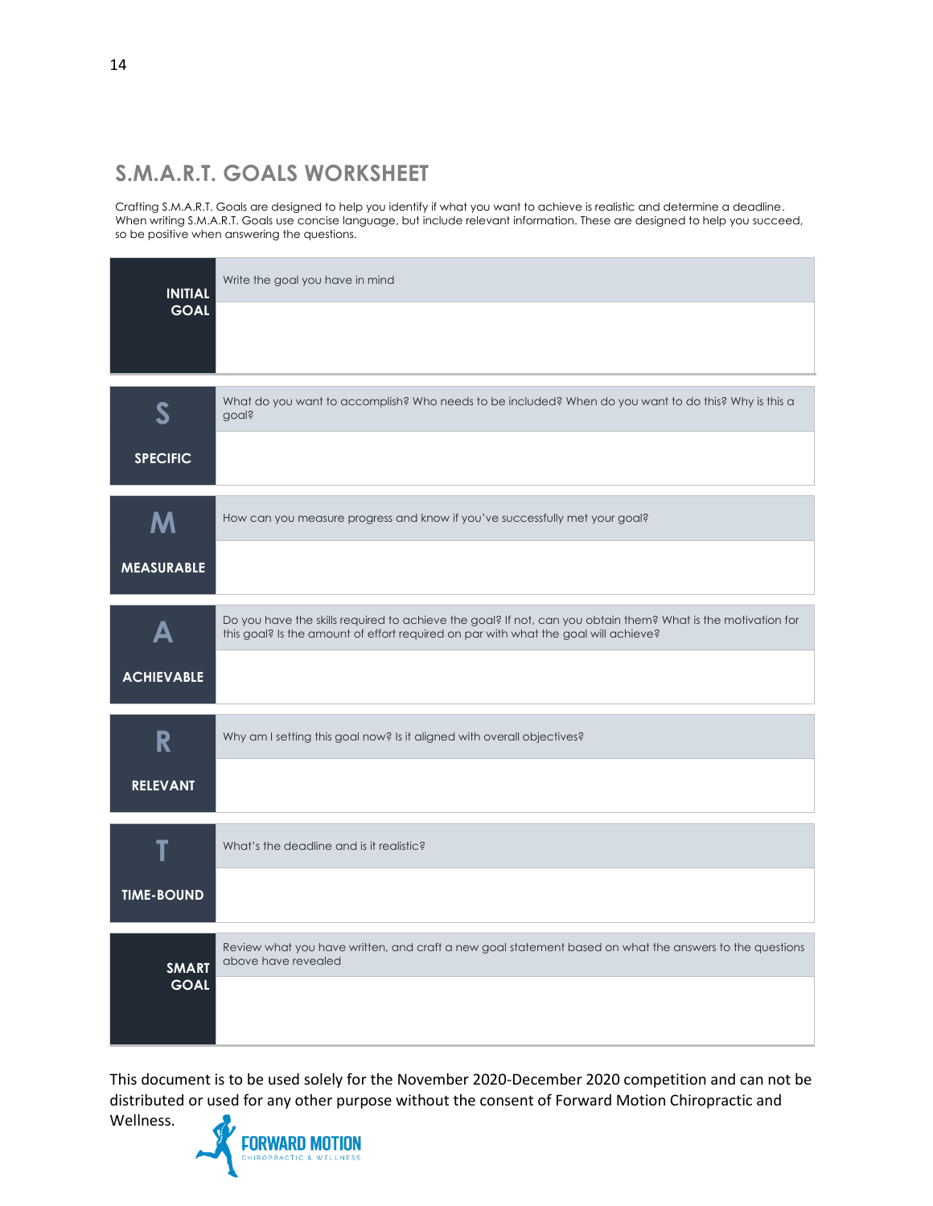## S.M.A.R.T. GOALS WORKSHEET

Crafting S.M.A.R.T. Goals are designed to help you identify if what you want to achieve is realistic and determine a deadline. When writing S.M.A.R.T. Goals use concise language, but include relevant information. These are designed to help you succeed, so be positive when answering the questions.

| | |
|---|---|
| **INITIAL GOAL** | Write the goal you have in mind |
| | |
| **S** **SPECIFIC** | What do you want to accomplish? Who needs to be included? When do you want to do this? Why is this a goal? |
| | |
| **M** **MEASURABLE** | How can you measure progress and know if you've successfully met your goal? |
| | |
| **A** **ACHIEVABLE** | Do you have the skills required to achieve the goal? If not, can you obtain them? What is the motivation for this goal? Is the amount of effort required on par with what the goal will achieve? |
| | |
| **R** **RELEVANT** | Why am I setting this goal now? Is it aligned with overall objectives? |
| | |
| **T** **TIME-BOUND** | What's the deadline and is it realistic? |
| | |
| **SMART GOAL** | Review what you have written, and craft a new goal statement based on what the answers to the questions above have revealed |
| | |

This document is to be used solely for the November 2020-December 2020 competition and can not be distributed or used for any other purpose without the consent of Forward Motion Chiropractic and Wellness.

FORWARD MOTION
CHIROPRACTIC & WELLNESS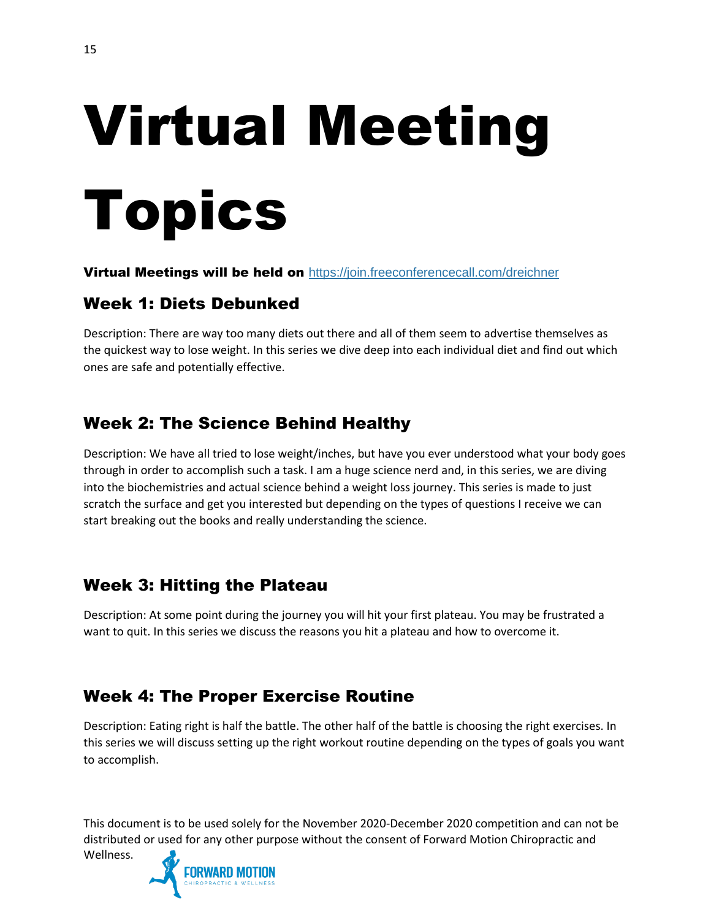# Virtual Meeting Topics

**Virtual Meetings will be held on** https://join.freeconferencecall.com/dreichner

## Week 1: Diets Debunked

Description: There are way too many diets out there and all of them seem to advertise themselves as the quickest way to lose weight. In this series we dive deep into each individual diet and find out which ones are safe and potentially effective.

## Week 2: The Science Behind Healthy

Description: We have all tried to lose weight/inches, but have you ever understood what your body goes through in order to accomplish such a task. I am a huge science nerd and, in this series, we are diving into the biochemistries and actual science behind a weight loss journey. This series is made to just scratch the surface and get you interested but depending on the types of questions I receive we can start breaking out the books and really understanding the science.

## Week 3: Hitting the Plateau

Description: At some point during the journey you will hit your first plateau. You may be frustrated a want to quit. In this series we discuss the reasons you hit a plateau and how to overcome it.

## Week 4: The Proper Exercise Routine

Description: Eating right is half the battle. The other half of the battle is choosing the right exercises. In this series we will discuss setting up the right workout routine depending on the types of goals you want to accomplish.

This document is to be used solely for the November 2020-December 2020 competition and can not be distributed or used for any other purpose without the consent of Forward Motion Chiropractic and Wellness.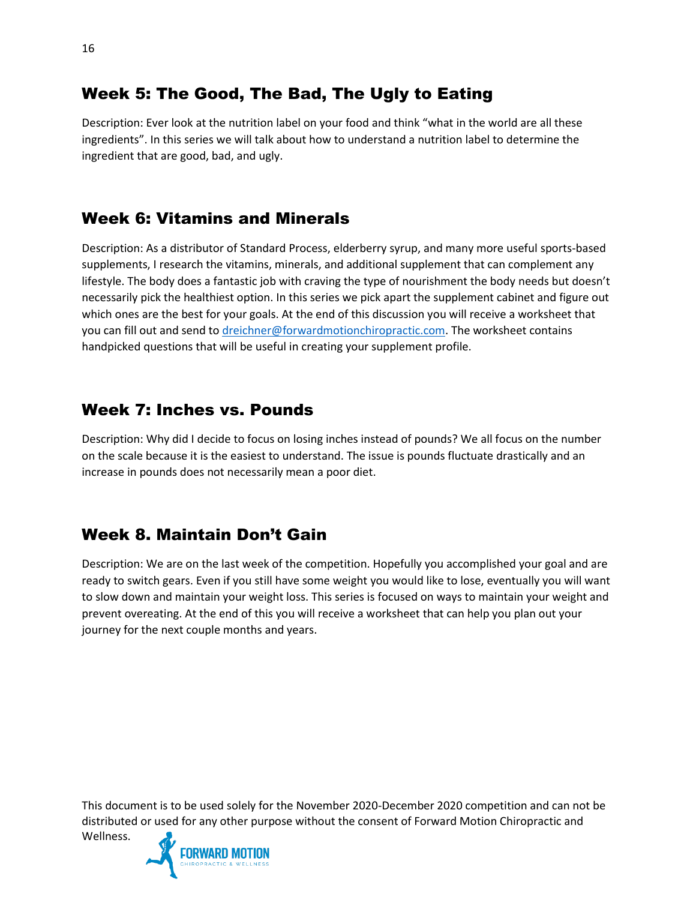## Week 5: The Good, The Bad, The Ugly to Eating

Description: Ever look at the nutrition label on your food and think “what in the world are all these ingredients”. In this series we will talk about how to understand a nutrition label to determine the ingredient that are good, bad, and ugly.

## Week 6: Vitamins and Minerals

Description: As a distributor of Standard Process, elderberry syrup, and many more useful sports-based supplements, I research the vitamins, minerals, and additional supplement that can complement any lifestyle. The body does a fantastic job with craving the type of nourishment the body needs but doesn’t necessarily pick the healthiest option. In this series we pick apart the supplement cabinet and figure out which ones are the best for your goals. At the end of this discussion you will receive a worksheet that you can fill out and send to dreichner@forwardmotionchiropractic.com. The worksheet contains handpicked questions that will be useful in creating your supplement profile.

## Week 7: Inches vs. Pounds

Description: Why did I decide to focus on losing inches instead of pounds? We all focus on the number on the scale because it is the easiest to understand. The issue is pounds fluctuate drastically and an increase in pounds does not necessarily mean a poor diet.

## Week 8. Maintain Don’t Gain

Description: We are on the last week of the competition. Hopefully you accomplished your goal and are ready to switch gears. Even if you still have some weight you would like to lose, eventually you will want to slow down and maintain your weight loss. This series is focused on ways to maintain your weight and prevent overeating. At the end of this you will receive a worksheet that can help you plan out your journey for the next couple months and years.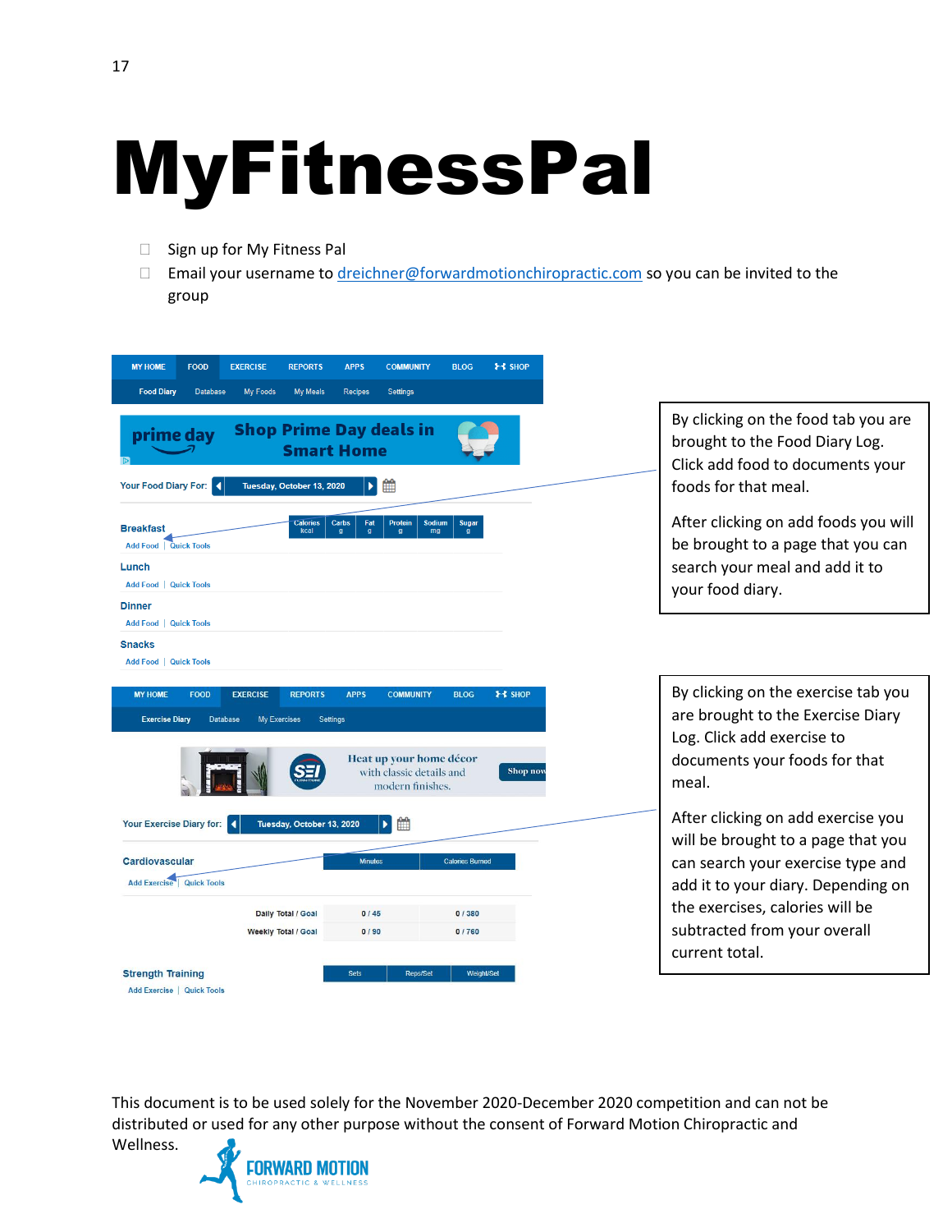# MyFitnessPal

- ☐ Sign up for My Fitness Pal
- ☐ Email your username to dreichner@forwardmotionchiropractic.com so you can be invited to the group

By clicking on the food tab you are brought to the Food Diary Log. Click add food to documents your foods for that meal.

After clicking on add foods you will be brought to a page that you can search your meal and add it to your food diary.

By clicking on the exercise tab you are brought to the Exercise Diary Log. Click add exercise to documents your foods for that meal.

After clicking on add exercise you will be brought to a page that you can search your exercise type and add it to your diary. Depending on the exercises, calories will be subtracted from your overall current total.

This document is to be used solely for the November 2020-December 2020 competition and can not be distributed or used for any other purpose without the consent of Forward Motion Chiropractic and Wellness.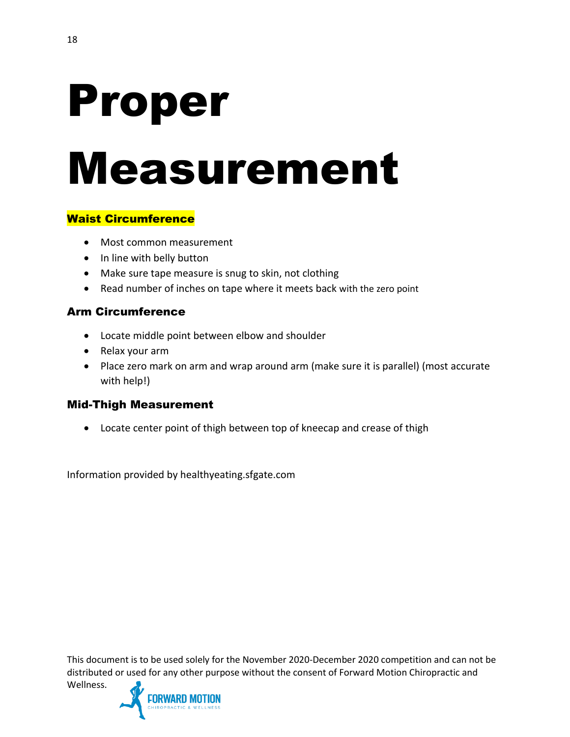# Proper Measurement

### Waist Circumference

- Most common measurement
- In line with belly button
- Make sure tape measure is snug to skin, not clothing
- Read number of inches on tape where it meets back with the zero point

### Arm Circumference

- Locate middle point between elbow and shoulder
- Relax your arm
- Place zero mark on arm and wrap around arm (make sure it is parallel) (most accurate with help!)

### Mid-Thigh Measurement

- Locate center point of thigh between top of kneecap and crease of thigh

Information provided by healthyeating.sfgate.com

This document is to be used solely for the November 2020-December 2020 competition and can not be distributed or used for any other purpose without the consent of Forward Motion Chiropractic and Wellness.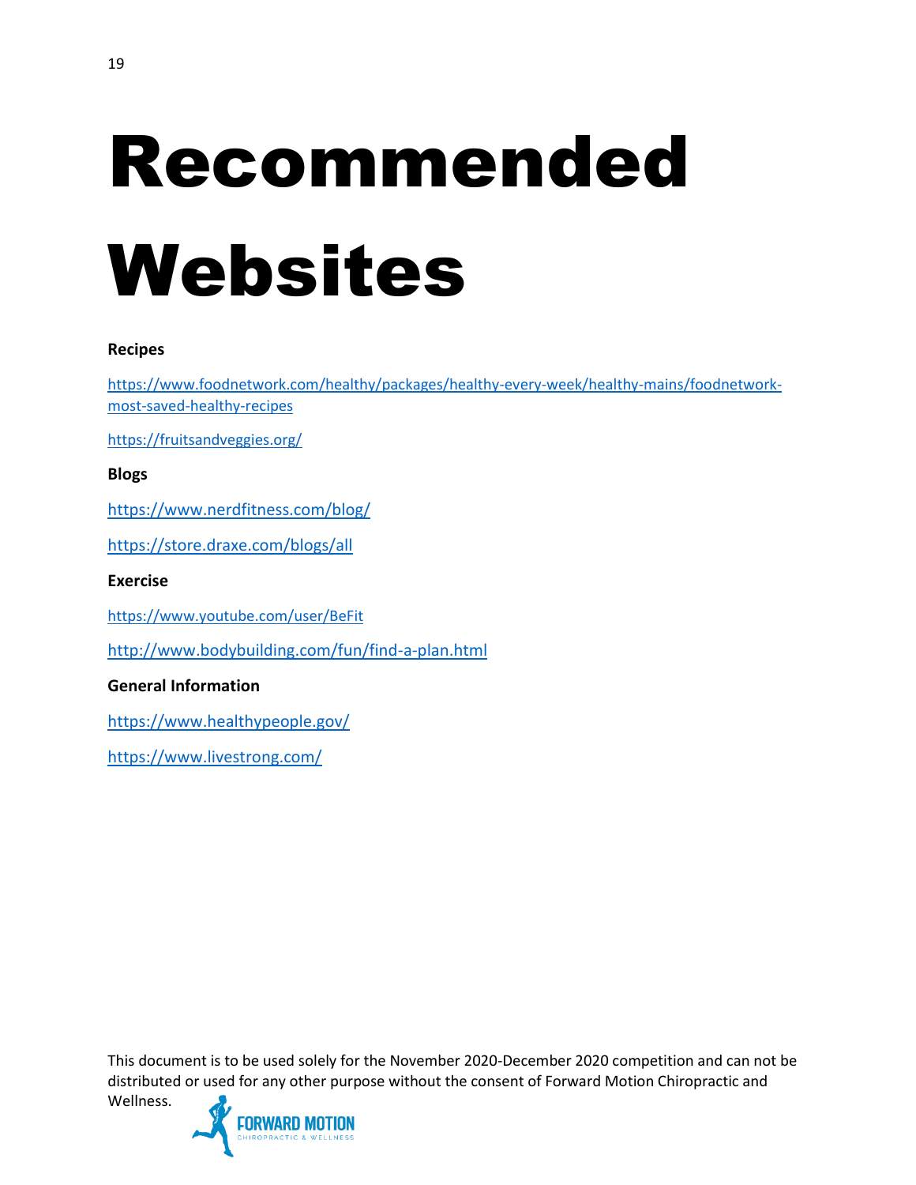# Recommended Websites

**Recipes**

https://www.foodnetwork.com/healthy/packages/healthy-every-week/healthy-mains/foodnetwork-most-saved-healthy-recipes

https://fruitsandveggies.org/

**Blogs**

https://www.nerdfitness.com/blog/

https://store.draxe.com/blogs/all

**Exercise**

https://www.youtube.com/user/BeFit

http://www.bodybuilding.com/fun/find-a-plan.html

**General Information**

https://www.healthypeople.gov/

https://www.livestrong.com/

This document is to be used solely for the November 2020-December 2020 competition and can not be distributed or used for any other purpose without the consent of Forward Motion Chiropractic and Wellness.